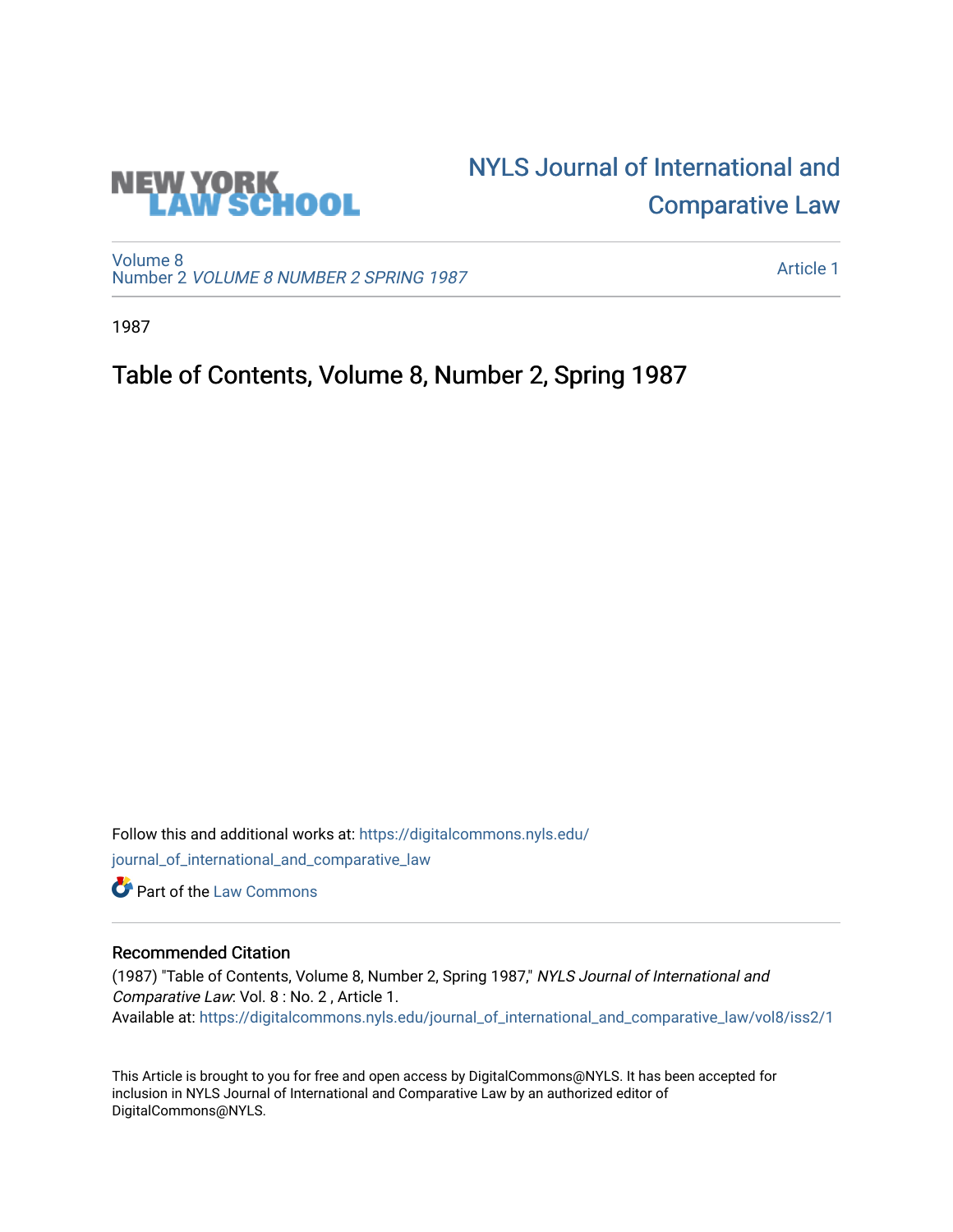NEW YORK LAW SCHOOL

NYLS Journal of International and Comparative Law

Volume 8
Number 2 *VOLUME 8 NUMBER 2 SPRING 1987*

Article 1

1987

# Table of Contents, Volume 8, Number 2, Spring 1987

Follow this and additional works at: https://digitalcommons.nyls.edu/journal_of_international_and_comparative_law

Part of the Law Commons

## Recommended Citation

(1987) "Table of Contents, Volume 8, Number 2, Spring 1987," *NYLS Journal of International and Comparative Law*: Vol. 8 : No. 2 , Article 1.
Available at: https://digitalcommons.nyls.edu/journal_of_international_and_comparative_law/vol8/iss2/1

This Article is brought to you for free and open access by DigitalCommons@NYLS. It has been accepted for inclusion in NYLS Journal of International and Comparative Law by an authorized editor of DigitalCommons@NYLS.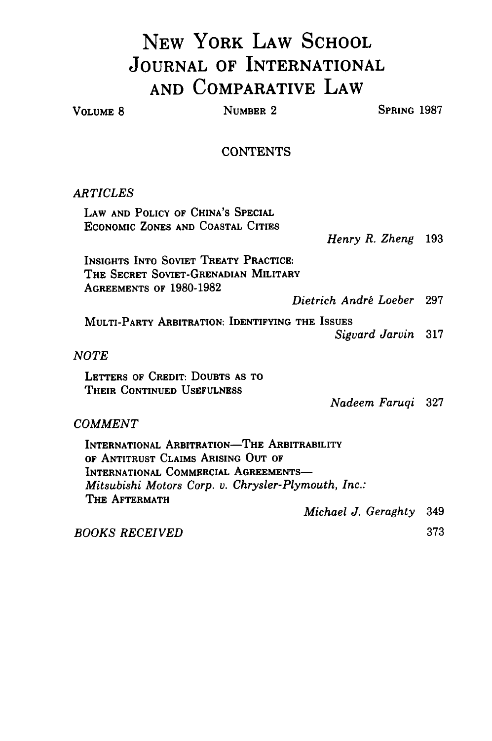# New York Law School Journal of International and Comparative Law

Volume 8 Number 2 Spring 1987

## CONTENTS

### *ARTICLES*

Law and Policy of China's Special Economic Zones and Coastal Cities
*Henry R. Zheng* 193

Insights Into Soviet Treaty Practice: The Secret Soviet-Grenadian Military Agreements of 1980-1982
*Dietrich André Loeber* 297

Multi-Party Arbitration: Identifying the Issues
*Sigvard Jarvin* 317

### *NOTE*

Letters of Credit: Doubts as to Their Continued Usefulness
*Nadeem Faruqi* 327

### *COMMENT*

International Arbitration—The Arbitrability of Antitrust Claims Arising Out of International Commercial Agreements—*Mitsubishi Motors Corp. v. Chrysler-Plymouth, Inc.*: The Aftermath
*Michael J. Geraghty* 349

### *BOOKS RECEIVED* 373